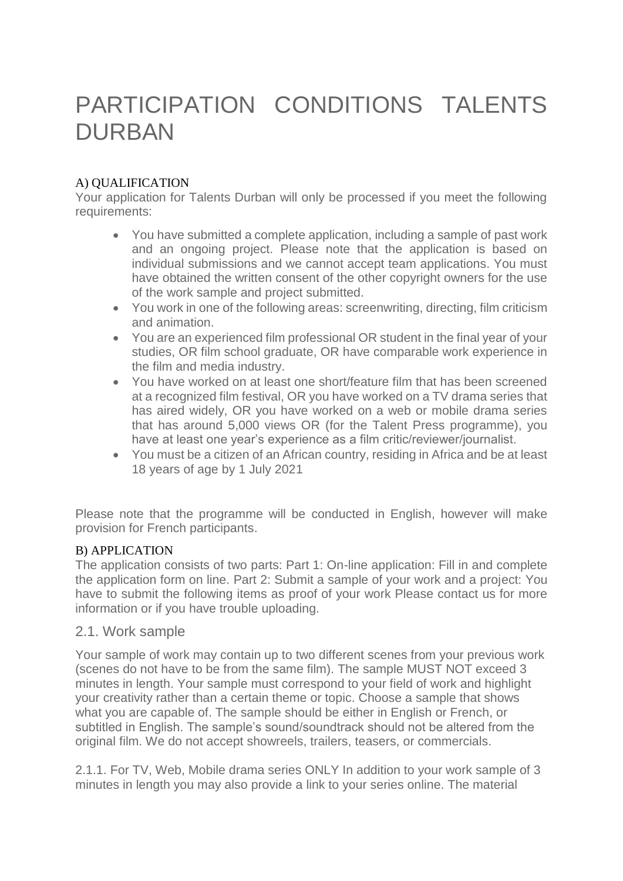# PARTICIPATION CONDITIONS TALENTS DURBAN

## A) QUALIFICATION

Your application for Talents Durban will only be processed if you meet the following requirements:

- You have submitted a complete application, including a sample of past work and an ongoing project. Please note that the application is based on individual submissions and we cannot accept team applications. You must have obtained the written consent of the other copyright owners for the use of the work sample and project submitted.
- You work in one of the following areas: screenwriting, directing, film criticism and animation.
- You are an experienced film professional OR student in the final year of your studies, OR film school graduate, OR have comparable work experience in the film and media industry.
- You have worked on at least one short/feature film that has been screened at a recognized film festival, OR you have worked on a TV drama series that has aired widely, OR you have worked on a web or mobile drama series that has around 5,000 views OR (for the Talent Press programme), you have at least one year's experience as a film critic/reviewer/journalist.
- You must be a citizen of an African country, residing in Africa and be at least 18 years of age by 1 July 2021

Please note that the programme will be conducted in English, however will make provision for French participants.

## B) APPLICATION

The application consists of two parts: Part 1: On-line application: Fill in and complete the application form on line. Part 2: Submit a sample of your work and a project: You have to submit the following items as proof of your work Please contact us for more information or if you have trouble uploading.

### 2.1. Work sample

Your sample of work may contain up to two different scenes from your previous work (scenes do not have to be from the same film). The sample MUST NOT exceed 3 minutes in length. Your sample must correspond to your field of work and highlight your creativity rather than a certain theme or topic. Choose a sample that shows what you are capable of. The sample should be either in English or French, or subtitled in English. The sample's sound/soundtrack should not be altered from the original film. We do not accept showreels, trailers, teasers, or commercials.

2.1.1. For TV, Web, Mobile drama series ONLY In addition to your work sample of 3 minutes in length you may also provide a link to your series online. The material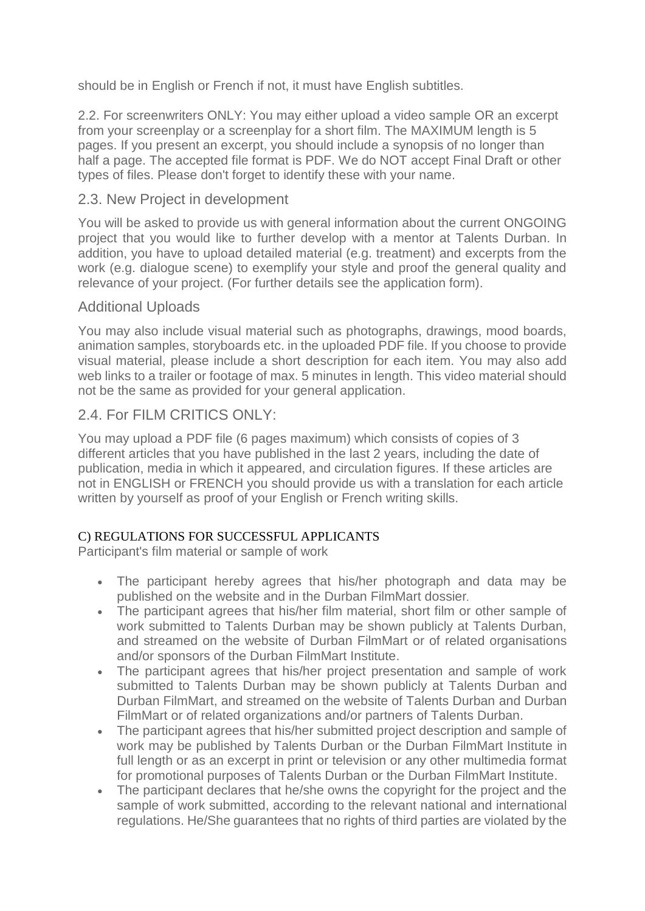should be in English or French if not, it must have English subtitles.

2.2. For screenwriters ONLY: You may either upload a video sample OR an excerpt from your screenplay or a screenplay for a short film. The MAXIMUM length is 5 pages. If you present an excerpt, you should include a synopsis of no longer than half a page. The accepted file format is PDF. We do NOT accept Final Draft or other types of files. Please don't forget to identify these with your name.

### 2.3. New Project in development

You will be asked to provide us with general information about the current ONGOING project that you would like to further develop with a mentor at Talents Durban. In addition, you have to upload detailed material (e.g. treatment) and excerpts from the work (e.g. dialogue scene) to exemplify your style and proof the general quality and relevance of your project. (For further details see the application form).

### Additional Uploads

You may also include visual material such as photographs, drawings, mood boards, animation samples, storyboards etc. in the uploaded PDF file. If you choose to provide visual material, please include a short description for each item. You may also add web links to a trailer or footage of max. 5 minutes in length. This video material should not be the same as provided for your general application.

### 2.4. For FILM CRITICS ONLY:

You may upload a PDF file (6 pages maximum) which consists of copies of 3 different articles that you have published in the last 2 years, including the date of publication, media in which it appeared, and circulation figures. If these articles are not in ENGLISH or FRENCH you should provide us with a translation for each article written by yourself as proof of your English or French writing skills.

## C) REGULATIONS FOR SUCCESSFUL APPLICANTS

Participant's film material or sample of work

- The participant hereby agrees that his/her photograph and data may be published on the website and in the Durban FilmMart dossier.
- The participant agrees that his/her film material, short film or other sample of work submitted to Talents Durban may be shown publicly at Talents Durban, and streamed on the website of Durban FilmMart or of related organisations and/or sponsors of the Durban FilmMart Institute.
- The participant agrees that his/her project presentation and sample of work submitted to Talents Durban may be shown publicly at Talents Durban and Durban FilmMart, and streamed on the website of Talents Durban and Durban FilmMart or of related organizations and/or partners of Talents Durban.
- The participant agrees that his/her submitted project description and sample of work may be published by Talents Durban or the Durban FilmMart Institute in full length or as an excerpt in print or television or any other multimedia format for promotional purposes of Talents Durban or the Durban FilmMart Institute.
- The participant declares that he/she owns the copyright for the project and the sample of work submitted, according to the relevant national and international regulations. He/She guarantees that no rights of third parties are violated by the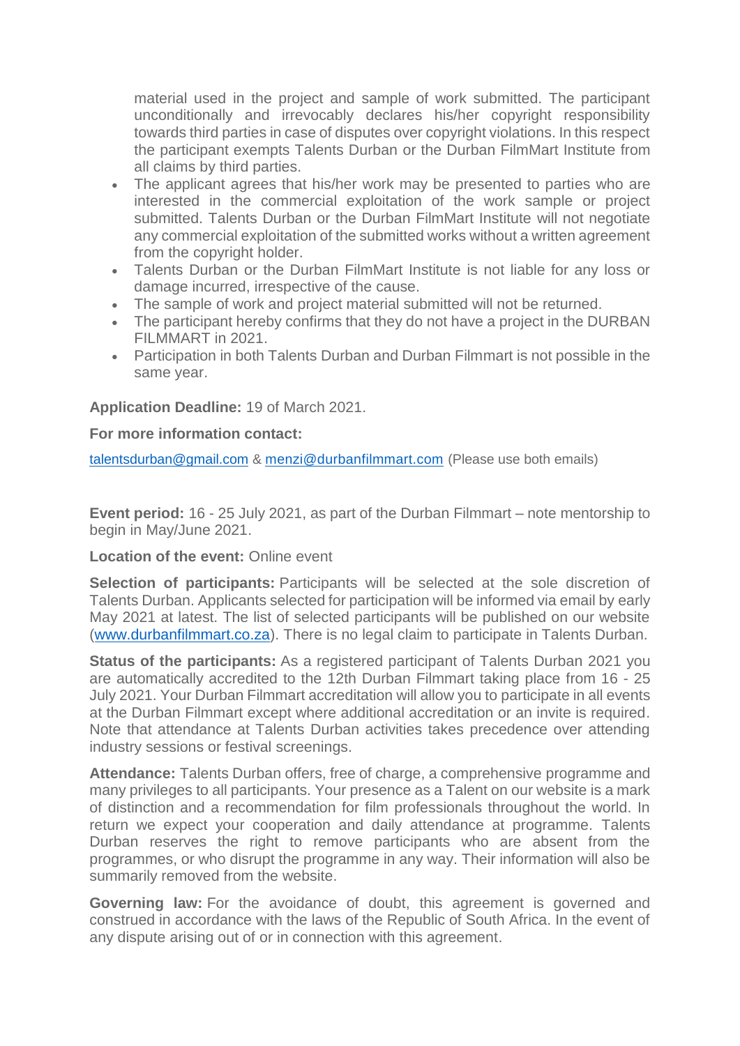material used in the project and sample of work submitted. The participant unconditionally and irrevocably declares his/her copyright responsibility towards third parties in case of disputes over copyright violations. In this respect the participant exempts Talents Durban or the Durban FilmMart Institute from all claims by third parties.

- The applicant agrees that his/her work may be presented to parties who are interested in the commercial exploitation of the work sample or project submitted. Talents Durban or the Durban FilmMart Institute will not negotiate any commercial exploitation of the submitted works without a written agreement from the copyright holder.
- Talents Durban or the Durban FilmMart Institute is not liable for any loss or damage incurred, irrespective of the cause.
- The sample of work and project material submitted will not be returned.
- The participant hereby confirms that they do not have a project in the DURBAN FILMMART in 2021.
- Participation in both Talents Durban and Durban Filmmart is not possible in the same year.

**Application Deadline:** 19 of March 2021.

**For more information contact:**

talentsdurban@gmail.com & menzi@durbanfilmmart.com (Please use both emails)

**Event period:** 16 - 25 July 2021, as part of the Durban Filmmart – note mentorship to begin in May/June 2021.

**Location of the event:** Online event

**Selection of participants:** Participants will be selected at the sole discretion of Talents Durban. Applicants selected for participation will be informed via email by early May 2021 at latest. The list of selected participants will be published on our website (www.durbanfilmmart.co.za). There is no legal claim to participate in Talents Durban.

**Status of the participants:** As a registered participant of Talents Durban 2021 you are automatically accredited to the 12th Durban Filmmart taking place from 16 - 25 July 2021. Your Durban Filmmart accreditation will allow you to participate in all events at the Durban Filmmart except where additional accreditation or an invite is required. Note that attendance at Talents Durban activities takes precedence over attending industry sessions or festival screenings.

**Attendance:** Talents Durban offers, free of charge, a comprehensive programme and many privileges to all participants. Your presence as a Talent on our website is a mark of distinction and a recommendation for film professionals throughout the world. In return we expect your cooperation and daily attendance at programme. Talents Durban reserves the right to remove participants who are absent from the programmes, or who disrupt the programme in any way. Their information will also be summarily removed from the website.

**Governing law:** For the avoidance of doubt, this agreement is governed and construed in accordance with the laws of the Republic of South Africa. In the event of any dispute arising out of or in connection with this agreement.